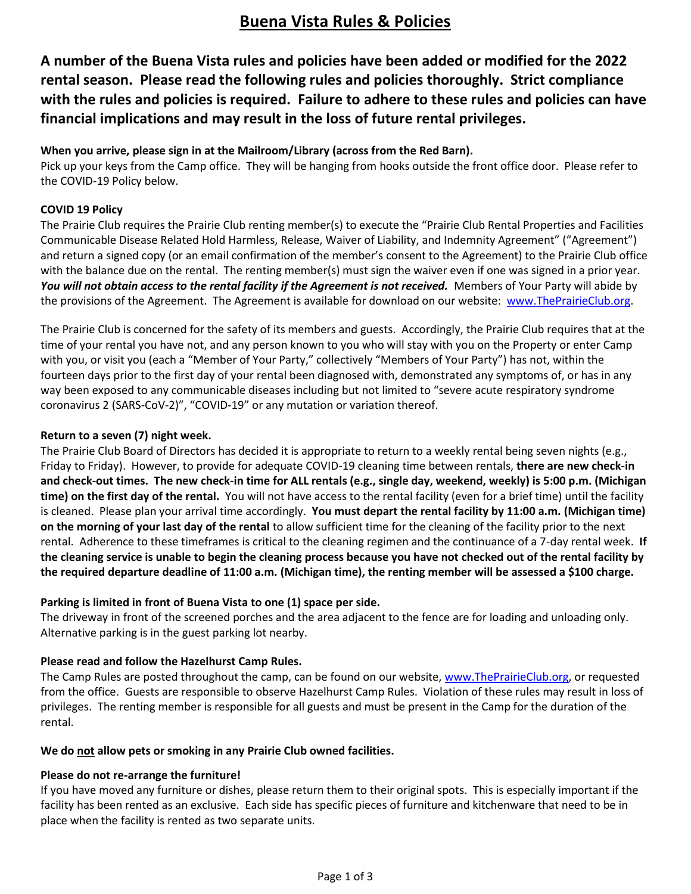# Buena Vista Rules & Policies

**A number of the Buena Vista rules and policies have been added or modified for the 2022 rental season. Please read the following rules and policies thoroughly. Strict compliance with the rules and policies is required. Failure to adhere to these rules and policies can have financial implications and may result in the loss of future rental privileges.**

**When you arrive, please sign in at the Mailroom/Library (across from the Red Barn).**
Pick up your keys from the Camp office. They will be hanging from hooks outside the front office door. Please refer to the COVID-19 Policy below.

**COVID 19 Policy**
The Prairie Club requires the Prairie Club renting member(s) to execute the "Prairie Club Rental Properties and Facilities Communicable Disease Related Hold Harmless, Release, Waiver of Liability, and Indemnity Agreement" ("Agreement") and return a signed copy (or an email confirmation of the member's consent to the Agreement) to the Prairie Club office with the balance due on the rental. The renting member(s) must sign the waiver even if one was signed in a prior year. ***You will not obtain access to the rental facility if the Agreement is not received.*** Members of Your Party will abide by the provisions of the Agreement. The Agreement is available for download on our website: www.ThePrairieClub.org.

The Prairie Club is concerned for the safety of its members and guests. Accordingly, the Prairie Club requires that at the time of your rental you have not, and any person known to you who will stay with you on the Property or enter Camp with you, or visit you (each a "Member of Your Party," collectively "Members of Your Party") has not, within the fourteen days prior to the first day of your rental been diagnosed with, demonstrated any symptoms of, or has in any way been exposed to any communicable diseases including but not limited to "severe acute respiratory syndrome coronavirus 2 (SARS-CoV-2)", "COVID-19" or any mutation or variation thereof.

**Return to a seven (7) night week.**
The Prairie Club Board of Directors has decided it is appropriate to return to a weekly rental being seven nights (e.g., Friday to Friday). However, to provide for adequate COVID-19 cleaning time between rentals, **there are new check-in and check-out times. The new check-in time for ALL rentals (e.g., single day, weekend, weekly) is 5:00 p.m. (Michigan time) on the first day of the rental.** You will not have access to the rental facility (even for a brief time) until the facility is cleaned. Please plan your arrival time accordingly. **You must depart the rental facility by 11:00 a.m. (Michigan time) on the morning of your last day of the rental** to allow sufficient time for the cleaning of the facility prior to the next rental. Adherence to these timeframes is critical to the cleaning regimen and the continuance of a 7-day rental week. **If the cleaning service is unable to begin the cleaning process because you have not checked out of the rental facility by the required departure deadline of 11:00 a.m. (Michigan time), the renting member will be assessed a $100 charge.**

**Parking is limited in front of Buena Vista to one (1) space per side.**
The driveway in front of the screened porches and the area adjacent to the fence are for loading and unloading only. Alternative parking is in the guest parking lot nearby.

**Please read and follow the Hazelhurst Camp Rules.**
The Camp Rules are posted throughout the camp, can be found on our website, www.ThePrairieClub.org, or requested from the office. Guests are responsible to observe Hazelhurst Camp Rules. Violation of these rules may result in loss of privileges. The renting member is responsible for all guests and must be present in the Camp for the duration of the rental.

**We do <u>not</u> allow pets or smoking in any Prairie Club owned facilities.**

**Please do not re-arrange the furniture!**
If you have moved any furniture or dishes, please return them to their original spots. This is especially important if the facility has been rented as an exclusive. Each side has specific pieces of furniture and kitchenware that need to be in place when the facility is rented as two separate units.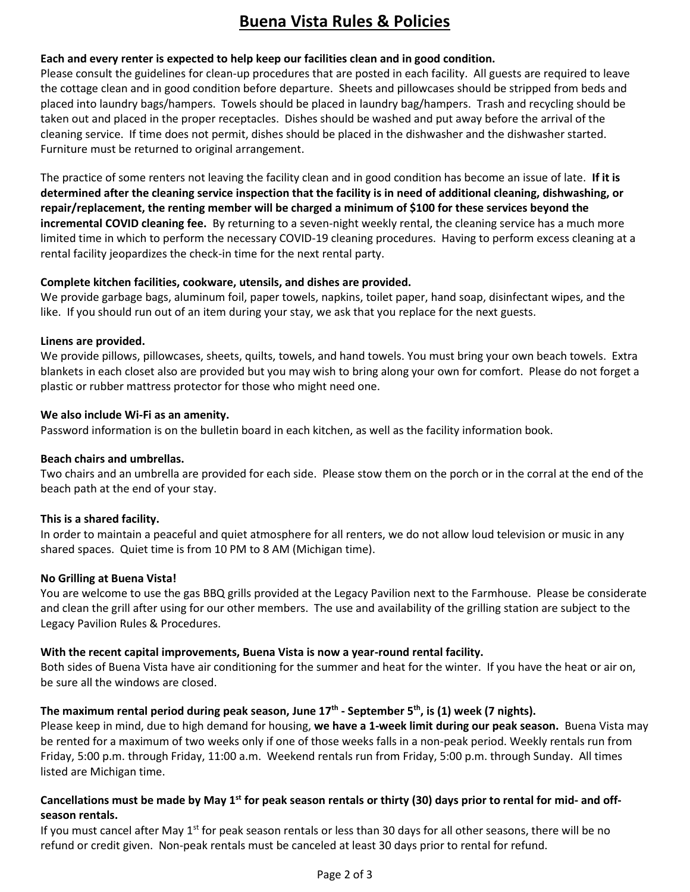# Buena Vista Rules & Policies

**Each and every renter is expected to help keep our facilities clean and in good condition.**
Please consult the guidelines for clean-up procedures that are posted in each facility. All guests are required to leave the cottage clean and in good condition before departure. Sheets and pillowcases should be stripped from beds and placed into laundry bags/hampers. Towels should be placed in laundry bag/hampers. Trash and recycling should be taken out and placed in the proper receptacles. Dishes should be washed and put away before the arrival of the cleaning service. If time does not permit, dishes should be placed in the dishwasher and the dishwasher started. Furniture must be returned to original arrangement.

The practice of some renters not leaving the facility clean and in good condition has become an issue of late. **If it is determined after the cleaning service inspection that the facility is in need of additional cleaning, dishwashing, or repair/replacement, the renting member will be charged a minimum of $100 for these services beyond the incremental COVID cleaning fee.** By returning to a seven-night weekly rental, the cleaning service has a much more limited time in which to perform the necessary COVID-19 cleaning procedures. Having to perform excess cleaning at a rental facility jeopardizes the check-in time for the next rental party.

**Complete kitchen facilities, cookware, utensils, and dishes are provided.**
We provide garbage bags, aluminum foil, paper towels, napkins, toilet paper, hand soap, disinfectant wipes, and the like. If you should run out of an item during your stay, we ask that you replace for the next guests.

**Linens are provided.**
We provide pillows, pillowcases, sheets, quilts, towels, and hand towels. You must bring your own beach towels. Extra blankets in each closet also are provided but you may wish to bring along your own for comfort. Please do not forget a plastic or rubber mattress protector for those who might need one.

**We also include Wi-Fi as an amenity.**
Password information is on the bulletin board in each kitchen, as well as the facility information book.

**Beach chairs and umbrellas.**
Two chairs and an umbrella are provided for each side. Please stow them on the porch or in the corral at the end of the beach path at the end of your stay.

**This is a shared facility.**
In order to maintain a peaceful and quiet atmosphere for all renters, we do not allow loud television or music in any shared spaces. Quiet time is from 10 PM to 8 AM (Michigan time).

**No Grilling at Buena Vista!**
You are welcome to use the gas BBQ grills provided at the Legacy Pavilion next to the Farmhouse. Please be considerate and clean the grill after using for our other members. The use and availability of the grilling station are subject to the Legacy Pavilion Rules & Procedures.

**With the recent capital improvements, Buena Vista is now a year-round rental facility.**
Both sides of Buena Vista have air conditioning for the summer and heat for the winter. If you have the heat or air on, be sure all the windows are closed.

**The maximum rental period during peak season, June 17th - September 5th, is (1) week (7 nights).**
Please keep in mind, due to high demand for housing, **we have a 1-week limit during our peak season.** Buena Vista may be rented for a maximum of two weeks only if one of those weeks falls in a non-peak period. Weekly rentals run from Friday, 5:00 p.m. through Friday, 11:00 a.m. Weekend rentals run from Friday, 5:00 p.m. through Sunday. All times listed are Michigan time.

**Cancellations must be made by May 1st for peak season rentals or thirty (30) days prior to rental for mid- and off-season rentals.**
If you must cancel after May 1st for peak season rentals or less than 30 days for all other seasons, there will be no refund or credit given. Non-peak rentals must be canceled at least 30 days prior to rental for refund.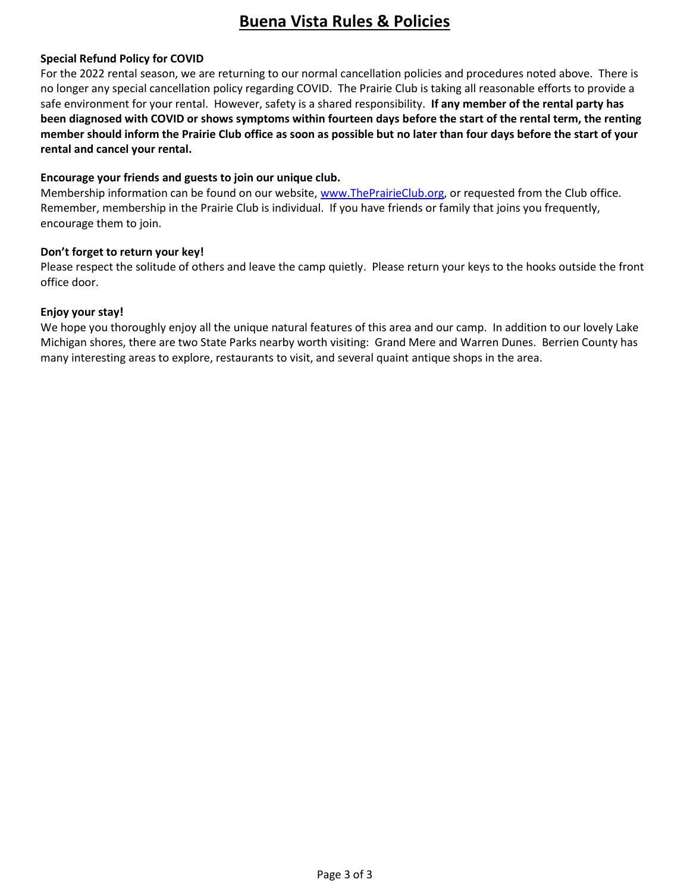# Buena Vista Rules & Policies

**Special Refund Policy for COVID**

For the 2022 rental season, we are returning to our normal cancellation policies and procedures noted above. There is no longer any special cancellation policy regarding COVID. The Prairie Club is taking all reasonable efforts to provide a safe environment for your rental. However, safety is a shared responsibility. **If any member of the rental party has been diagnosed with COVID or shows symptoms within fourteen days before the start of the rental term, the renting member should inform the Prairie Club office as soon as possible but no later than four days before the start of your rental and cancel your rental.**

**Encourage your friends and guests to join our unique club.**

Membership information can be found on our website, [www.ThePrairieClub.org](http://www.ThePrairieClub.org), or requested from the Club office. Remember, membership in the Prairie Club is individual. If you have friends or family that joins you frequently, encourage them to join.

**Don't forget to return your key!**

Please respect the solitude of others and leave the camp quietly. Please return your keys to the hooks outside the front office door.

**Enjoy your stay!**

We hope you thoroughly enjoy all the unique natural features of this area and our camp. In addition to our lovely Lake Michigan shores, there are two State Parks nearby worth visiting: Grand Mere and Warren Dunes. Berrien County has many interesting areas to explore, restaurants to visit, and several quaint antique shops in the area.